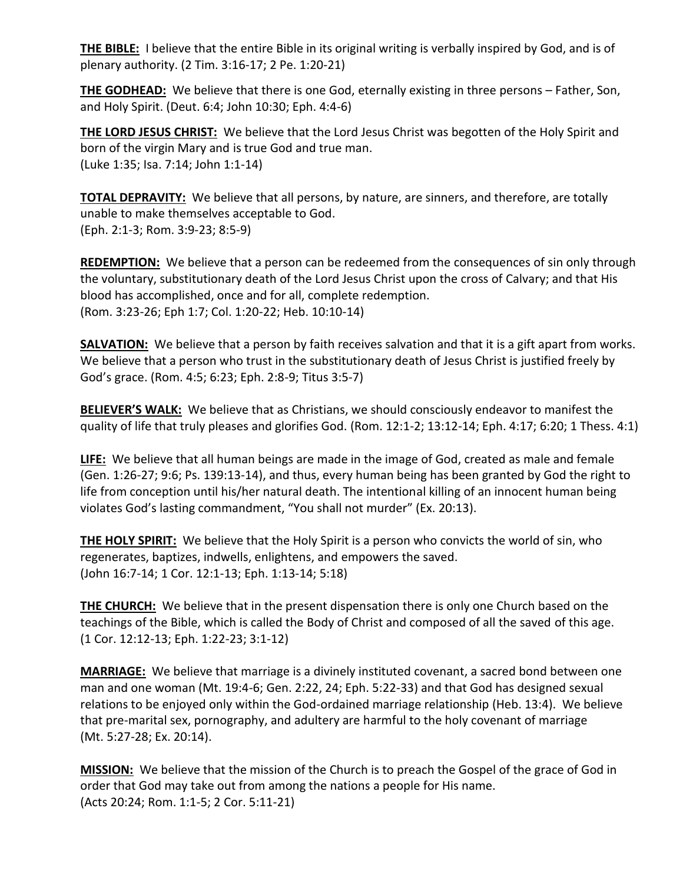**THE BIBLE:** I believe that the entire Bible in its original writing is verbally inspired by God, and is of plenary authority. (2 Tim. 3:16-17; 2 Pe. 1:20-21)

**THE GODHEAD:** We believe that there is one God, eternally existing in three persons – Father, Son, and Holy Spirit. (Deut. 6:4; John 10:30; Eph. 4:4-6)

**THE LORD JESUS CHRIST:** We believe that the Lord Jesus Christ was begotten of the Holy Spirit and born of the virgin Mary and is true God and true man.
(Luke 1:35; Isa. 7:14; John 1:1-14)

**TOTAL DEPRAVITY:** We believe that all persons, by nature, are sinners, and therefore, are totally unable to make themselves acceptable to God.
(Eph. 2:1-3; Rom. 3:9-23; 8:5-9)

**REDEMPTION:** We believe that a person can be redeemed from the consequences of sin only through the voluntary, substitutionary death of the Lord Jesus Christ upon the cross of Calvary; and that His blood has accomplished, once and for all, complete redemption.
(Rom. 3:23-26; Eph 1:7; Col. 1:20-22; Heb. 10:10-14)

**SALVATION:** We believe that a person by faith receives salvation and that it is a gift apart from works. We believe that a person who trust in the substitutionary death of Jesus Christ is justified freely by God's grace. (Rom. 4:5; 6:23; Eph. 2:8-9; Titus 3:5-7)

**BELIEVER'S WALK:** We believe that as Christians, we should consciously endeavor to manifest the quality of life that truly pleases and glorifies God. (Rom. 12:1-2; 13:12-14; Eph. 4:17; 6:20; 1 Thess. 4:1)

**LIFE:** We believe that all human beings are made in the image of God, created as male and female (Gen. 1:26-27; 9:6; Ps. 139:13-14), and thus, every human being has been granted by God the right to life from conception until his/her natural death. The intentional killing of an innocent human being violates God's lasting commandment, "You shall not murder" (Ex. 20:13).

**THE HOLY SPIRIT:** We believe that the Holy Spirit is a person who convicts the world of sin, who regenerates, baptizes, indwells, enlightens, and empowers the saved.
(John 16:7-14; 1 Cor. 12:1-13; Eph. 1:13-14; 5:18)

**THE CHURCH:** We believe that in the present dispensation there is only one Church based on the teachings of the Bible, which is called the Body of Christ and composed of all the saved of this age.
(1 Cor. 12:12-13; Eph. 1:22-23; 3:1-12)

**MARRIAGE:** We believe that marriage is a divinely instituted covenant, a sacred bond between one man and one woman (Mt. 19:4-6; Gen. 2:22, 24; Eph. 5:22-33) and that God has designed sexual relations to be enjoyed only within the God-ordained marriage relationship (Heb. 13:4). We believe that pre-marital sex, pornography, and adultery are harmful to the holy covenant of marriage
(Mt. 5:27-28; Ex. 20:14).

**MISSION:** We believe that the mission of the Church is to preach the Gospel of the grace of God in order that God may take out from among the nations a people for His name.
(Acts 20:24; Rom. 1:1-5; 2 Cor. 5:11-21)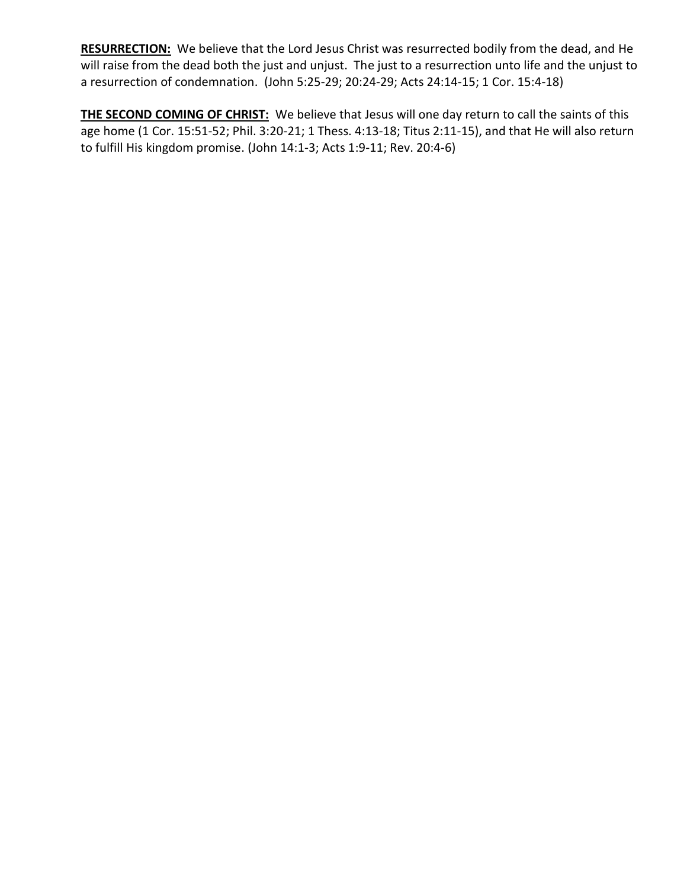**RESURRECTION:** We believe that the Lord Jesus Christ was resurrected bodily from the dead, and He will raise from the dead both the just and unjust. The just to a resurrection unto life and the unjust to a resurrection of condemnation. (John 5:25-29; 20:24-29; Acts 24:14-15; 1 Cor. 15:4-18)

**THE SECOND COMING OF CHRIST:** We believe that Jesus will one day return to call the saints of this age home (1 Cor. 15:51-52; Phil. 3:20-21; 1 Thess. 4:13-18; Titus 2:11-15), and that He will also return to fulfill His kingdom promise. (John 14:1-3; Acts 1:9-11; Rev. 20:4-6)